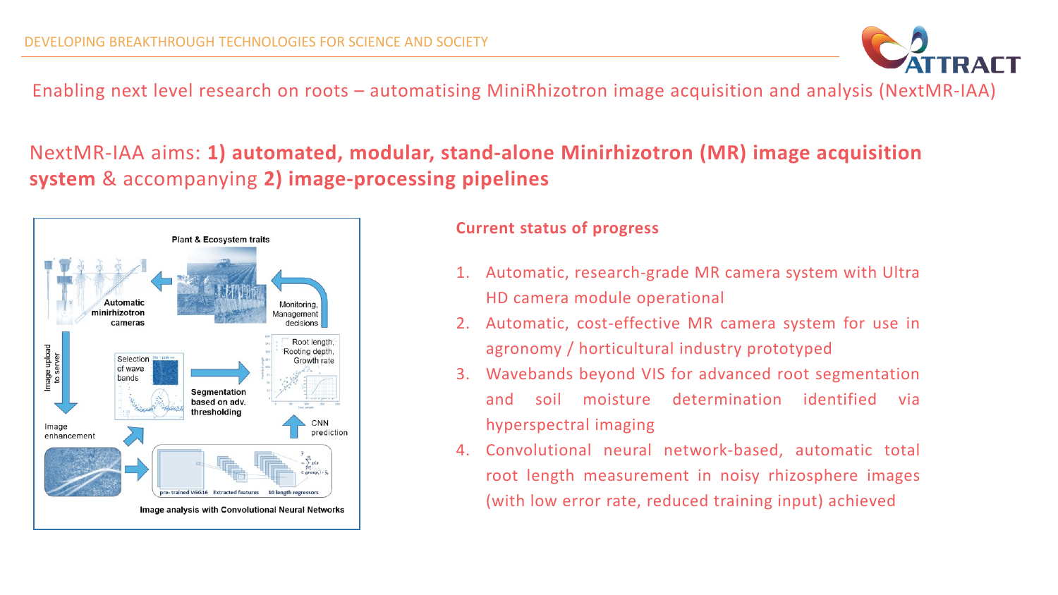Enabling next level research on roots – automatising MiniRhizotron image acquisition and analysis (NextMR-IAA)

## NextMR-IAA aims: **1) automated, modular, stand-alone Minirhizotron (MR) image acquisition system** & accompanying **2) image-processing pipelines**

### Current status of progress

1. Automatic, research-grade MR camera system with Ultra HD camera module operational
2. Automatic, cost-effective MR camera system for use in agronomy / horticultural industry prototyped
3. Wavebands beyond VIS for advanced root segmentation and soil moisture determination identified via hyperspectral imaging
4. Convolutional neural network-based, automatic total root length measurement in noisy rhizosphere images (with low error rate, reduced training input) achieved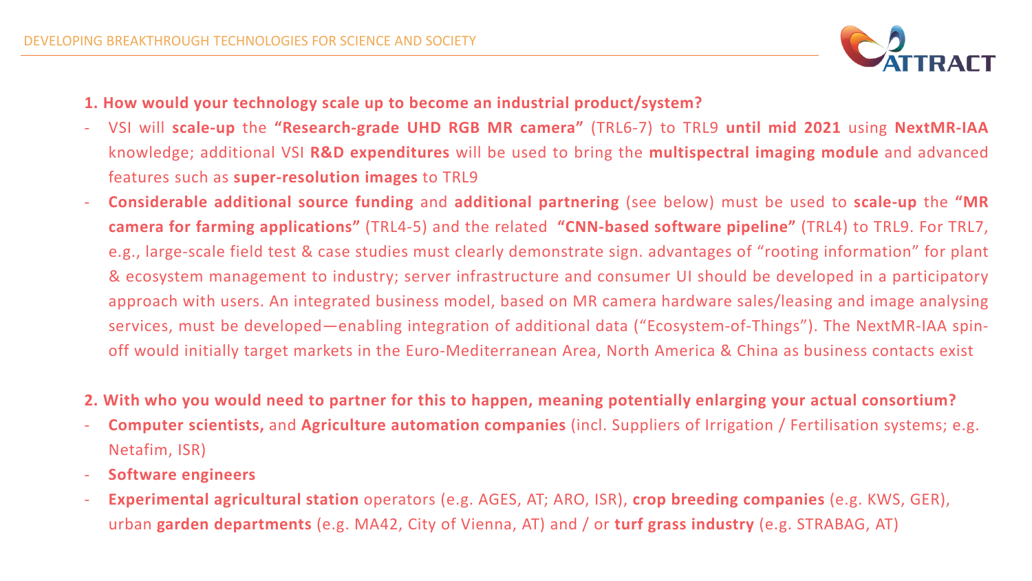**1. How would your technology scale up to become an industrial product/system?**

- VSI will **scale-up** the **"Research-grade UHD RGB MR camera"** (TRL6-7) to TRL9 **until mid 2021** using **NextMR-IAA** knowledge; additional VSI **R&D expenditures** will be used to bring the **multispectral imaging module** and advanced features such as **super-resolution images** to TRL9
- **Considerable additional source funding** and **additional partnering** (see below) must be used to **scale-up** the **"MR camera for farming applications"** (TRL4-5) and the related **"CNN-based software pipeline"** (TRL4) to TRL9. For TRL7, e.g., large-scale field test & case studies must clearly demonstrate sign. advantages of "rooting information" for plant & ecosystem management to industry; server infrastructure and consumer UI should be developed in a participatory approach with users. An integrated business model, based on MR camera hardware sales/leasing and image analysing services, must be developed—enabling integration of additional data ("Ecosystem-of-Things"). The NextMR-IAA spin-off would initially target markets in the Euro-Mediterranean Area, North America & China as business contacts exist

**2. With who you would need to partner for this to happen, meaning potentially enlarging your actual consortium?**

- **Computer scientists,** and **Agriculture automation companies** (incl. Suppliers of Irrigation / Fertilisation systems; e.g. Netafim, ISR)
- **Software engineers**
- **Experimental agricultural station** operators (e.g. AGES, AT; ARO, ISR), **crop breeding companies** (e.g. KWS, GER), urban **garden departments** (e.g. MA42, City of Vienna, AT) and / or **turf grass industry** (e.g. STRABAG, AT)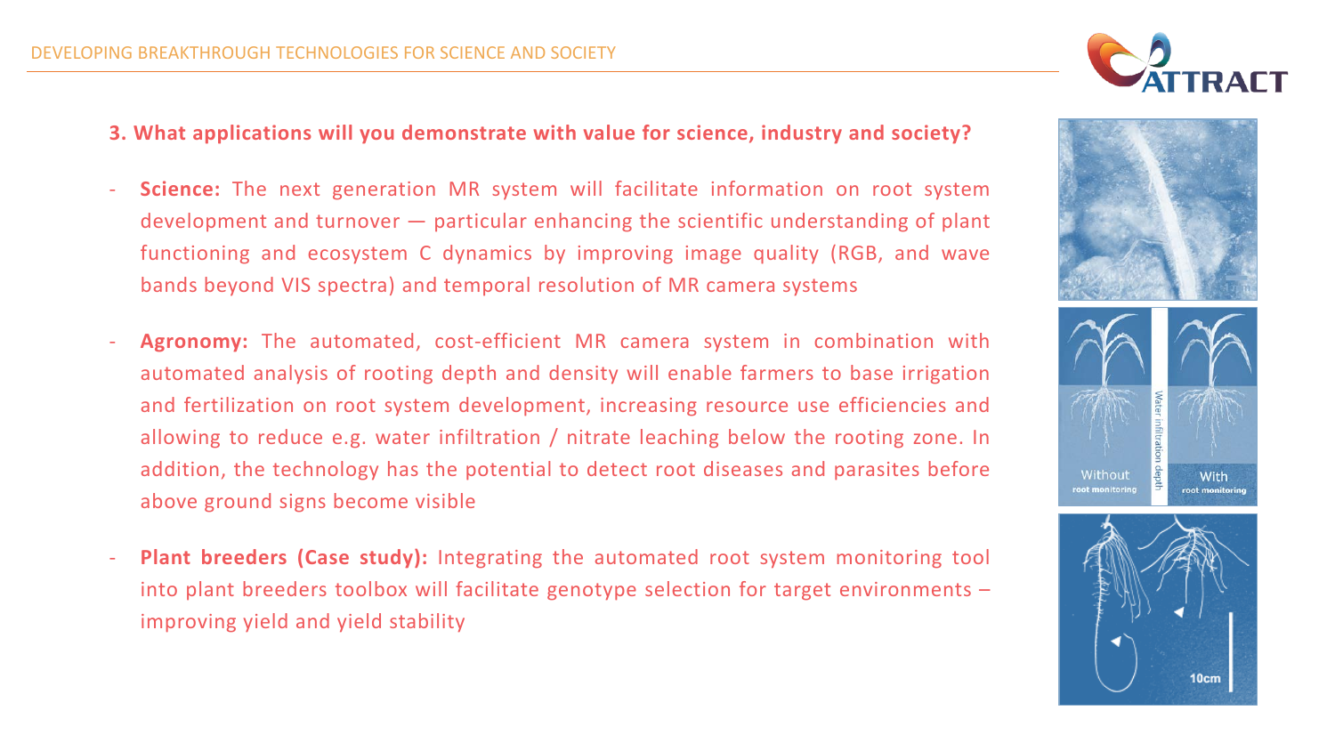### 3. What applications will you demonstrate with value for science, industry and society?

- **Science:** The next generation MR system will facilitate information on root system development and turnover — particular enhancing the scientific understanding of plant functioning and ecosystem C dynamics by improving image quality (RGB, and wave bands beyond VIS spectra) and temporal resolution of MR camera systems
- **Agronomy:** The automated, cost-efficient MR camera system in combination with automated analysis of rooting depth and density will enable farmers to base irrigation and fertilization on root system development, increasing resource use efficiencies and allowing to reduce e.g. water infiltration / nitrate leaching below the rooting zone. In addition, the technology has the potential to detect root diseases and parasites before above ground signs become visible
- **Plant breeders (Case study):** Integrating the automated root system monitoring tool into plant breeders toolbox will facilitate genotype selection for target environments – improving yield and yield stability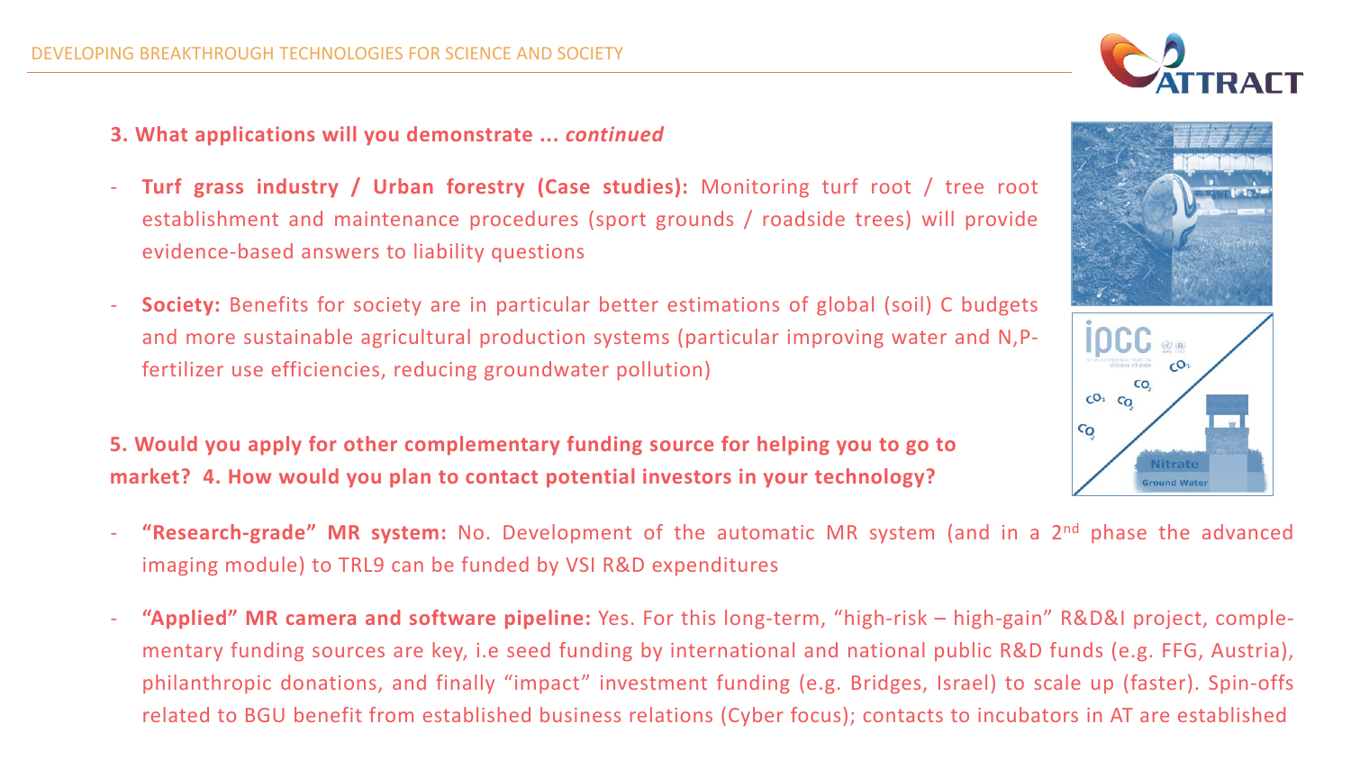### 3. What applications will you demonstrate ... *continued*

- **Turf grass industry / Urban forestry (Case studies):** Monitoring turf root / tree root establishment and maintenance procedures (sport grounds / roadside trees) will provide evidence-based answers to liability questions
- **Society:** Benefits for society are in particular better estimations of global (soil) C budgets and more sustainable agricultural production systems (particular improving water and N,P-fertilizer use efficiencies, reducing groundwater pollution)

### 5. Would you apply for other complementary funding source for helping you to go to market? 4. How would you plan to contact potential investors in your technology?

- **"Research-grade" MR system:** No. Development of the automatic MR system (and in a 2nd phase the advanced imaging module) to TRL9 can be funded by VSI R&D expenditures
- **"Applied" MR camera and software pipeline:** Yes. For this long-term, "high-risk – high-gain" R&D&I project, complementary funding sources are key, i.e seed funding by international and national public R&D funds (e.g. FFG, Austria), philanthropic donations, and finally "impact" investment funding (e.g. Bridges, Israel) to scale up (faster). Spin-offs related to BGU benefit from established business relations (Cyber focus); contacts to incubators in AT are established